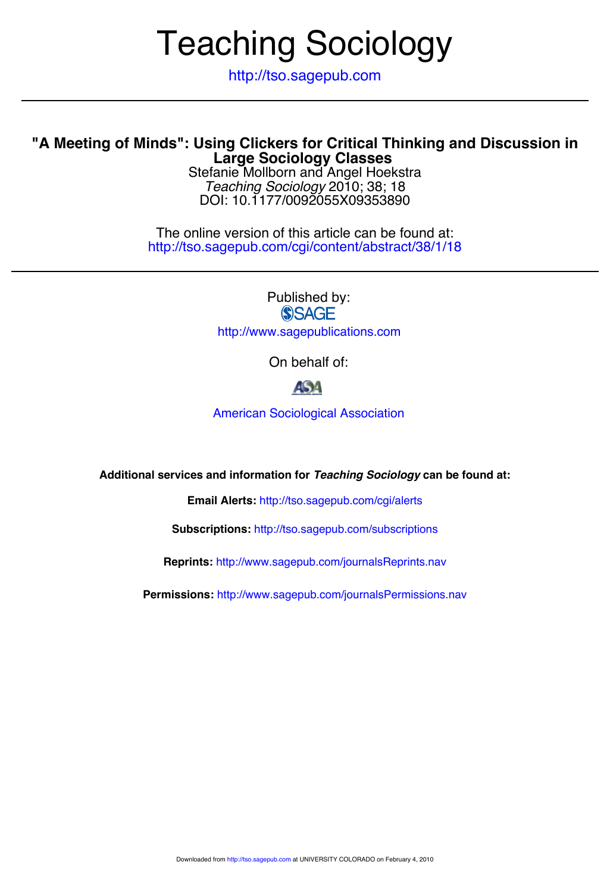# Teaching Sociology

http://tso.sagepub.com

## "A Meeting of Minds": Using Clickers for Critical Thinking and Discussion in Large Sociology Classes

Stefanie Mollborn and Angel Hoekstra

*Teaching Sociology* 2010; 38; 18

DOI: 10.1177/0092055X09353890

The online version of this article can be found at:
http://tso.sagepub.com/cgi/content/abstract/38/1/18

Published by:

SAGE

http://www.sagepublications.com

On behalf of:

ASA

American Sociological Association

**Additional services and information for *Teaching Sociology* can be found at:**

**Email Alerts:** http://tso.sagepub.com/cgi/alerts

**Subscriptions:** http://tso.sagepub.com/subscriptions

**Reprints:** http://www.sagepub.com/journalsReprints.nav

**Permissions:** http://www.sagepub.com/journalsPermissions.nav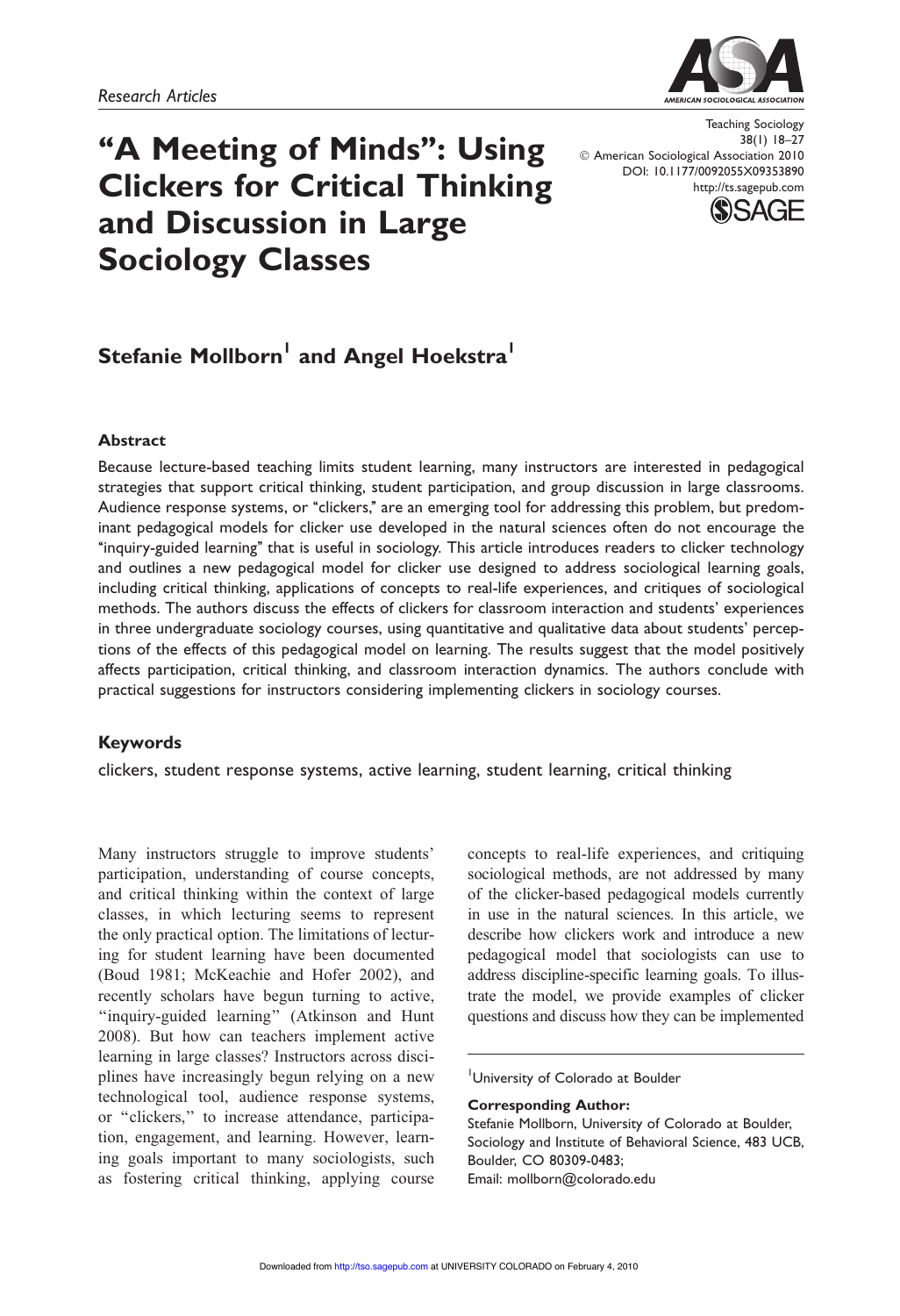Research Articles

# "A Meeting of Minds": Using Clickers for Critical Thinking and Discussion in Large Sociology Classes

Teaching Sociology
38(1) 18–27
© American Sociological Association 2010
DOI: 10.1177/0092055X09353890
http://ts.sagepub.com

## Stefanie Mollborn[1] and Angel Hoekstra[1]

### Abstract

Because lecture-based teaching limits student learning, many instructors are interested in pedagogical strategies that support critical thinking, student participation, and group discussion in large classrooms. Audience response systems, or "clickers," are an emerging tool for addressing this problem, but predominant pedagogical models for clicker use developed in the natural sciences often do not encourage the "inquiry-guided learning" that is useful in sociology. This article introduces readers to clicker technology and outlines a new pedagogical model for clicker use designed to address sociological learning goals, including critical thinking, applications of concepts to real-life experiences, and critiques of sociological methods. The authors discuss the effects of clickers for classroom interaction and students' experiences in three undergraduate sociology courses, using quantitative and qualitative data about students' perceptions of the effects of this pedagogical model on learning. The results suggest that the model positively affects participation, critical thinking, and classroom interaction dynamics. The authors conclude with practical suggestions for instructors considering implementing clickers in sociology courses.

### Keywords

clickers, student response systems, active learning, student learning, critical thinking

Many instructors struggle to improve students' participation, understanding of course concepts, and critical thinking within the context of large classes, in which lecturing seems to represent the only practical option. The limitations of lecturing for student learning have been documented (Boud 1981; McKeachie and Hofer 2002), and recently scholars have begun turning to active, "inquiry-guided learning" (Atkinson and Hunt 2008). But how can teachers implement active learning in large classes? Instructors across disciplines have increasingly begun relying on a new technological tool, audience response systems, or "clickers," to increase attendance, participation, engagement, and learning. However, learning goals important to many sociologists, such as fostering critical thinking, applying course concepts to real-life experiences, and critiquing sociological methods, are not addressed by many of the clicker-based pedagogical models currently in use in the natural sciences. In this article, we describe how clickers work and introduce a new pedagogical model that sociologists can use to address discipline-specific learning goals. To illustrate the model, we provide examples of clicker questions and discuss how they can be implemented

[1]University of Colorado at Boulder

**Corresponding Author:**
Stefanie Mollborn, University of Colorado at Boulder, Sociology and Institute of Behavioral Science, 483 UCB, Boulder, CO 80309-0483;
Email: mollborn@colorado.edu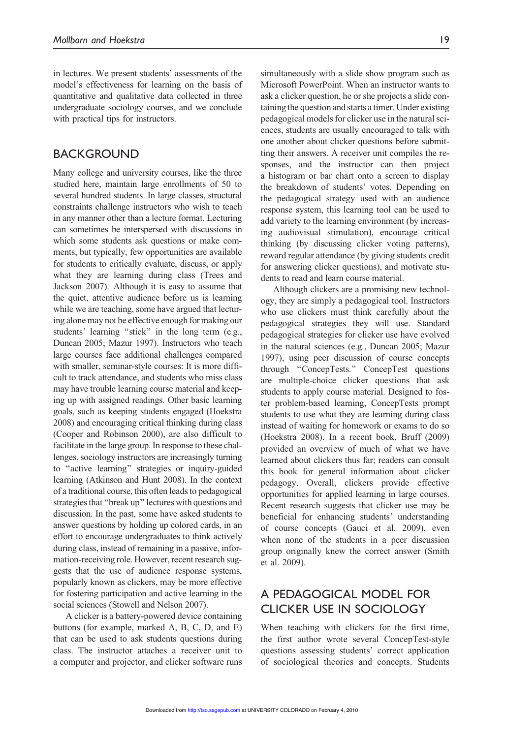in lectures. We present students' assessments of the model's effectiveness for learning on the basis of quantitative and qualitative data collected in three undergraduate sociology courses, and we conclude with practical tips for instructors.

## BACKGROUND

Many college and university courses, like the three studied here, maintain large enrollments of 50 to several hundred students. In large classes, structural constraints challenge instructors who wish to teach in any manner other than a lecture format. Lecturing can sometimes be interspersed with discussions in which some students ask questions or make comments, but typically, few opportunities are available for students to critically evaluate, discuss, or apply what they are learning during class (Trees and Jackson 2007). Although it is easy to assume that the quiet, attentive audience before us is learning while we are teaching, some have argued that lecturing alone may not be effective enough for making our students' learning "stick" in the long term (e.g., Duncan 2005; Mazur 1997). Instructors who teach large courses face additional challenges compared with smaller, seminar-style courses: It is more difficult to track attendance, and students who miss class may have trouble learning course material and keeping up with assigned readings. Other basic learning goals, such as keeping students engaged (Hoekstra 2008) and encouraging critical thinking during class (Cooper and Robinson 2000), are also difficult to facilitate in the large group. In response to these challenges, sociology instructors are increasingly turning to "active learning" strategies or inquiry-guided learning (Atkinson and Hunt 2008). In the context of a traditional course, this often leads to pedagogical strategies that "break up" lectures with questions and discussion. In the past, some have asked students to answer questions by holding up colored cards, in an effort to encourage undergraduates to think actively during class, instead of remaining in a passive, information-receiving role. However, recent research suggests that the use of audience response systems, popularly known as clickers, may be more effective for fostering participation and active learning in the social sciences (Stowell and Nelson 2007).

A clicker is a battery-powered device containing buttons (for example, marked A, B, C, D, and E) that can be used to ask students questions during class. The instructor attaches a receiver unit to a computer and projector, and clicker software runs simultaneously with a slide show program such as Microsoft PowerPoint. When an instructor wants to ask a clicker question, he or she projects a slide containing the question and starts a timer. Under existing pedagogical models for clicker use in the natural sciences, students are usually encouraged to talk with one another about clicker questions before submitting their answers. A receiver unit compiles the responses, and the instructor can then project a histogram or bar chart onto a screen to display the breakdown of students' votes. Depending on the pedagogical strategy used with an audience response system, this learning tool can be used to add variety to the learning environment (by increasing audiovisual stimulation), encourage critical thinking (by discussing clicker voting patterns), reward regular attendance (by giving students credit for answering clicker questions), and motivate students to read and learn course material.

Although clickers are a promising new technology, they are simply a pedagogical tool. Instructors who use clickers must think carefully about the pedagogical strategies they will use. Standard pedagogical strategies for clicker use have evolved in the natural sciences (e.g., Duncan 2005; Mazur 1997), using peer discussion of course concepts through "ConcepTests." ConcepTest questions are multiple-choice clicker questions that ask students to apply course material. Designed to foster problem-based learning, ConcepTests prompt students to use what they are learning during class instead of waiting for homework or exams to do so (Hoekstra 2008). In a recent book, Bruff (2009) provided an overview of much of what we have learned about clickers thus far; readers can consult this book for general information about clicker pedagogy. Overall, clickers provide effective opportunities for applied learning in large courses. Recent research suggests that clicker use may be beneficial for enhancing students' understanding of course concepts (Gauci et al. 2009), even when none of the students in a peer discussion group originally knew the correct answer (Smith et al. 2009).

## A PEDAGOGICAL MODEL FOR CLICKER USE IN SOCIOLOGY

When teaching with clickers for the first time, the first author wrote several ConcepTest-style questions assessing students' correct application of sociological theories and concepts. Students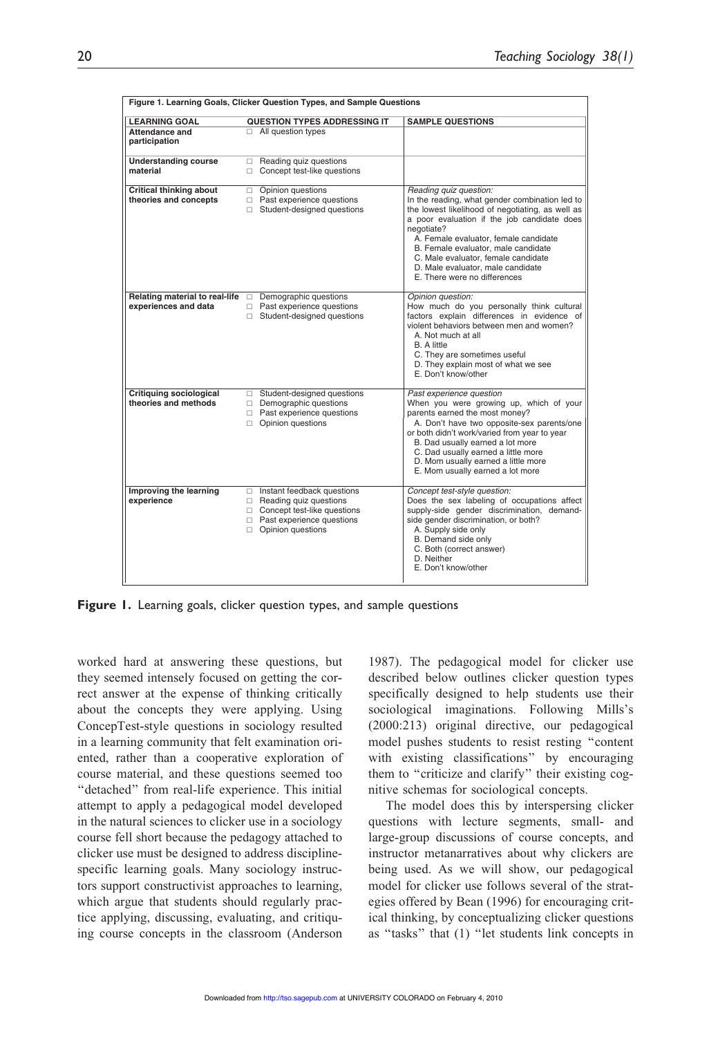| Figure 1. Learning Goals, Clicker Question Types, and Sample Questions | | |
|---|---|---|
| **LEARNING GOAL** | **QUESTION TYPES ADDRESSING IT** | **SAMPLE QUESTIONS** |
| **Attendance and participation** | □ All question types | |
| **Understanding course material** | □ Reading quiz questions<br>□ Concept test-like questions | |
| **Critical thinking about theories and concepts** | □ Opinion questions<br>□ Past experience questions<br>□ Student-designed questions | *Reading quiz question:*<br>In the reading, what gender combination led to the lowest likelihood of negotiating, as well as a poor evaluation if the job candidate does negotiate?<br>A. Female evaluator, female candidate<br>B. Female evaluator, male candidate<br>C. Male evaluator, female candidate<br>D. Male evaluator, male candidate<br>E. There were no differences |
| **Relating material to real-life experiences and data** | □ Demographic questions<br>□ Past experience questions<br>□ Student-designed questions | *Opinion question:*<br>How much do you personally think cultural factors explain differences in evidence of violent behaviors between men and women?<br>A. Not much at all<br>B. A little<br>C. They are sometimes useful<br>D. They explain most of what we see<br>E. Don't know/other |
| **Critiquing sociological theories and methods** | □ Student-designed questions<br>□ Demographic questions<br>□ Past experience questions<br>□ Opinion questions | *Past experience question*<br>When you were growing up, which of your parents earned the most money?<br>A. Don't have two opposite-sex parents/one or both didn't work/varied from year to year<br>B. Dad usually earned a lot more<br>C. Dad usually earned a little more<br>D. Mom usually earned a little more<br>E. Mom usually earned a lot more |
| **Improving the learning experience** | □ Instant feedback questions<br>□ Reading quiz questions<br>□ Concept test-like questions<br>□ Past experience questions<br>□ Opinion questions | *Concept test-style question:*<br>Does the sex labeling of occupations affect supply-side gender discrimination, demand-side gender discrimination, or both?<br>A. Supply side only<br>B. Demand side only<br>C. Both (correct answer)<br>D. Neither<br>E. Don't know/other |

**Figure 1.** Learning goals, clicker question types, and sample questions

worked hard at answering these questions, but they seemed intensely focused on getting the correct answer at the expense of thinking critically about the concepts they were applying. Using ConcepTest-style questions in sociology resulted in a learning community that felt examination oriented, rather than a cooperative exploration of course material, and these questions seemed too "detached" from real-life experience. This initial attempt to apply a pedagogical model developed in the natural sciences to clicker use in a sociology course fell short because the pedagogy attached to clicker use must be designed to address discipline-specific learning goals. Many sociology instructors support constructivist approaches to learning, which argue that students should regularly practice applying, discussing, evaluating, and critiquing course concepts in the classroom (Anderson 1987). The pedagogical model for clicker use described below outlines clicker question types specifically designed to help students use their sociological imaginations. Following Mills's (2000:213) original directive, our pedagogical model pushes students to resist resting "content with existing classifications" by encouraging them to "criticize and clarify" their existing cognitive schemas for sociological concepts.

The model does this by interspersing clicker questions with lecture segments, small- and large-group discussions of course concepts, and instructor metanarratives about why clickers are being used. As we will show, our pedagogical model for clicker use follows several of the strategies offered by Bean (1996) for encouraging critical thinking, by conceptualizing clicker questions as "tasks" that (1) "let students link concepts in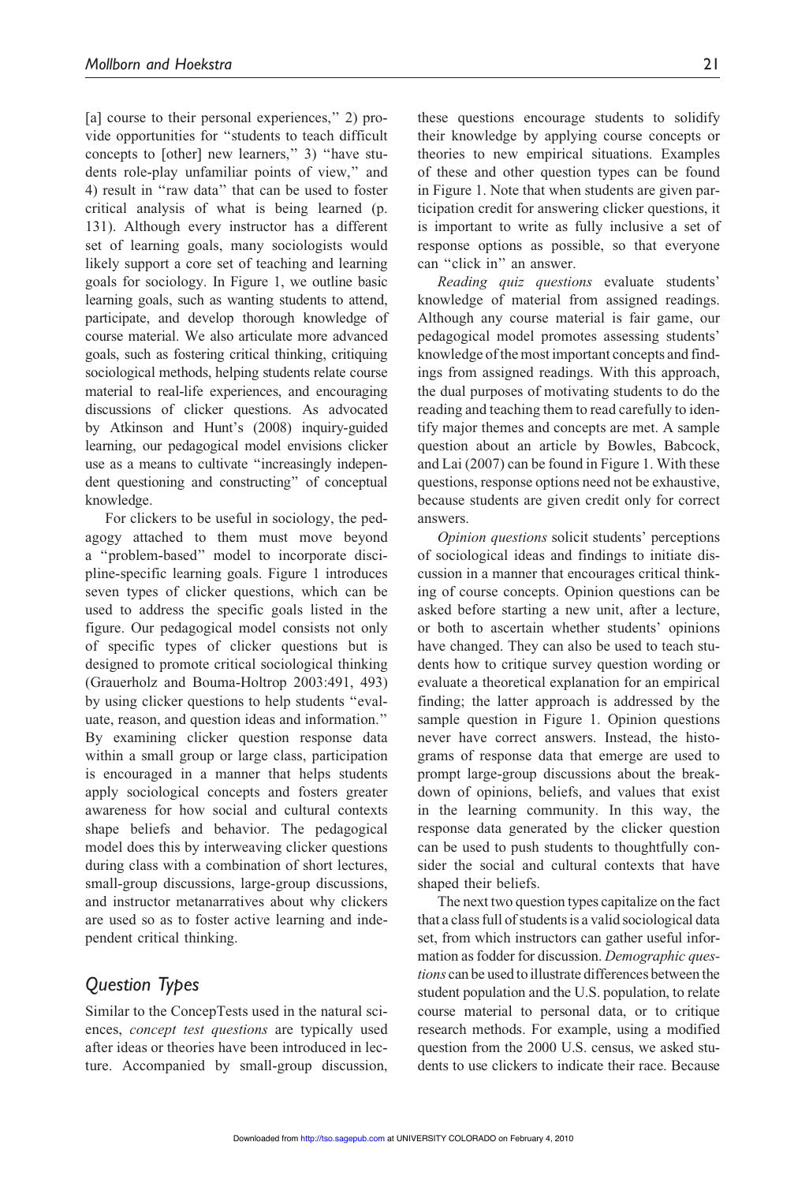[a] course to their personal experiences," 2) provide opportunities for "students to teach difficult concepts to [other] new learners," 3) "have students role-play unfamiliar points of view," and 4) result in "raw data" that can be used to foster critical analysis of what is being learned (p. 131). Although every instructor has a different set of learning goals, many sociologists would likely support a core set of teaching and learning goals for sociology. In Figure 1, we outline basic learning goals, such as wanting students to attend, participate, and develop thorough knowledge of course material. We also articulate more advanced goals, such as fostering critical thinking, critiquing sociological methods, helping students relate course material to real-life experiences, and encouraging discussions of clicker questions. As advocated by Atkinson and Hunt's (2008) inquiry-guided learning, our pedagogical model envisions clicker use as a means to cultivate "increasingly independent questioning and constructing" of conceptual knowledge.

For clickers to be useful in sociology, the pedagogy attached to them must move beyond a "problem-based" model to incorporate discipline-specific learning goals. Figure 1 introduces seven types of clicker questions, which can be used to address the specific goals listed in the figure. Our pedagogical model consists not only of specific types of clicker questions but is designed to promote critical sociological thinking (Grauerholz and Bouma-Holtrop 2003:491, 493) by using clicker questions to help students "evaluate, reason, and question ideas and information." By examining clicker question response data within a small group or large class, participation is encouraged in a manner that helps students apply sociological concepts and fosters greater awareness for how social and cultural contexts shape beliefs and behavior. The pedagogical model does this by interweaving clicker questions during class with a combination of short lectures, small-group discussions, large-group discussions, and instructor metanarratives about why clickers are used so as to foster active learning and independent critical thinking.

## Question Types

Similar to the ConcepTests used in the natural sciences, *concept test questions* are typically used after ideas or theories have been introduced in lecture. Accompanied by small-group discussion, these questions encourage students to solidify their knowledge by applying course concepts or theories to new empirical situations. Examples of these and other question types can be found in Figure 1. Note that when students are given participation credit for answering clicker questions, it is important to write as fully inclusive a set of response options as possible, so that everyone can "click in" an answer.

*Reading quiz questions* evaluate students' knowledge of material from assigned readings. Although any course material is fair game, our pedagogical model promotes assessing students' knowledge of the most important concepts and findings from assigned readings. With this approach, the dual purposes of motivating students to do the reading and teaching them to read carefully to identify major themes and concepts are met. A sample question about an article by Bowles, Babcock, and Lai (2007) can be found in Figure 1. With these questions, response options need not be exhaustive, because students are given credit only for correct answers.

*Opinion questions* solicit students' perceptions of sociological ideas and findings to initiate discussion in a manner that encourages critical thinking of course concepts. Opinion questions can be asked before starting a new unit, after a lecture, or both to ascertain whether students' opinions have changed. They can also be used to teach students how to critique survey question wording or evaluate a theoretical explanation for an empirical finding; the latter approach is addressed by the sample question in Figure 1. Opinion questions never have correct answers. Instead, the histograms of response data that emerge are used to prompt large-group discussions about the breakdown of opinions, beliefs, and values that exist in the learning community. In this way, the response data generated by the clicker question can be used to push students to thoughtfully consider the social and cultural contexts that have shaped their beliefs.

The next two question types capitalize on the fact that a class full of students is a valid sociological data set, from which instructors can gather useful information as fodder for discussion. *Demographic questions* can be used to illustrate differences between the student population and the U.S. population, to relate course material to personal data, or to critique research methods. For example, using a modified question from the 2000 U.S. census, we asked students to use clickers to indicate their race. Because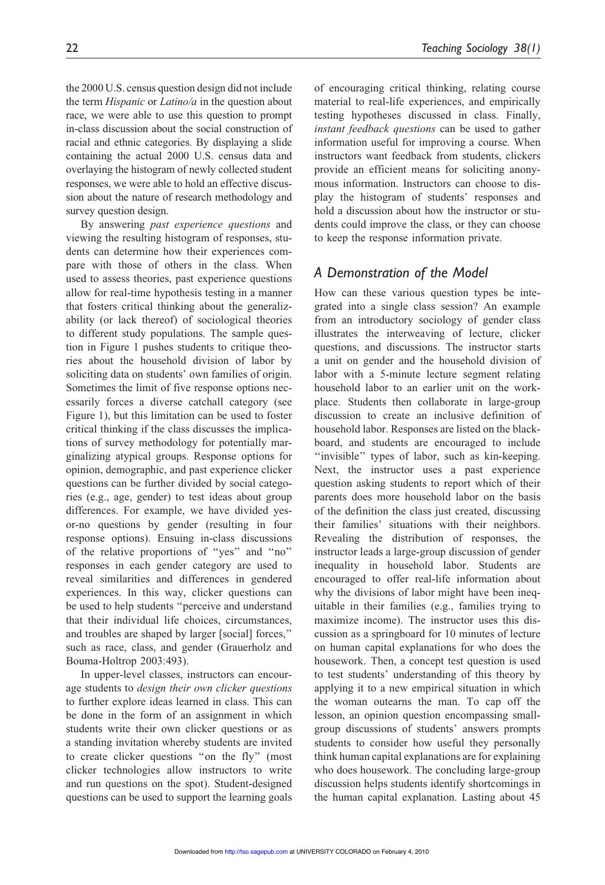the 2000 U.S. census question design did not include the term *Hispanic* or *Latino/a* in the question about race, we were able to use this question to prompt in-class discussion about the social construction of racial and ethnic categories. By displaying a slide containing the actual 2000 U.S. census data and overlaying the histogram of newly collected student responses, we were able to hold an effective discussion about the nature of research methodology and survey question design.

By answering *past experience questions* and viewing the resulting histogram of responses, students can determine how their experiences compare with those of others in the class. When used to assess theories, past experience questions allow for real-time hypothesis testing in a manner that fosters critical thinking about the generalizability (or lack thereof) of sociological theories to different study populations. The sample question in Figure 1 pushes students to critique theories about the household division of labor by soliciting data on students' own families of origin. Sometimes the limit of five response options necessarily forces a diverse catchall category (see Figure 1), but this limitation can be used to foster critical thinking if the class discusses the implications of survey methodology for potentially marginalizing atypical groups. Response options for opinion, demographic, and past experience clicker questions can be further divided by social categories (e.g., age, gender) to test ideas about group differences. For example, we have divided yes-or-no questions by gender (resulting in four response options). Ensuing in-class discussions of the relative proportions of "yes" and "no" responses in each gender category are used to reveal similarities and differences in gendered experiences. In this way, clicker questions can be used to help students "perceive and understand that their individual life choices, circumstances, and troubles are shaped by larger [social] forces," such as race, class, and gender (Grauerholz and Bouma-Holtrop 2003:493).

In upper-level classes, instructors can encourage students to *design their own clicker questions* to further explore ideas learned in class. This can be done in the form of an assignment in which students write their own clicker questions or as a standing invitation whereby students are invited to create clicker questions "on the fly" (most clicker technologies allow instructors to write and run questions on the spot). Student-designed questions can be used to support the learning goals of encouraging critical thinking, relating course material to real-life experiences, and empirically testing hypotheses discussed in class. Finally, *instant feedback questions* can be used to gather information useful for improving a course. When instructors want feedback from students, clickers provide an efficient means for soliciting anonymous information. Instructors can choose to display the histogram of students' responses and hold a discussion about how the instructor or students could improve the class, or they can choose to keep the response information private.

## A Demonstration of the Model

How can these various question types be integrated into a single class session? An example from an introductory sociology of gender class illustrates the interweaving of lecture, clicker questions, and discussions. The instructor starts a unit on gender and the household division of labor with a 5-minute lecture segment relating household labor to an earlier unit on the workplace. Students then collaborate in large-group discussion to create an inclusive definition of household labor. Responses are listed on the blackboard, and students are encouraged to include "invisible" types of labor, such as kin-keeping. Next, the instructor uses a past experience question asking students to report which of their parents does more household labor on the basis of the definition the class just created, discussing their families' situations with their neighbors. Revealing the distribution of responses, the instructor leads a large-group discussion of gender inequality in household labor. Students are encouraged to offer real-life information about why the divisions of labor might have been inequitable in their families (e.g., families trying to maximize income). The instructor uses this discussion as a springboard for 10 minutes of lecture on human capital explanations for who does the housework. Then, a concept test question is used to test students' understanding of this theory by applying it to a new empirical situation in which the woman outearns the man. To cap off the lesson, an opinion question encompassing small-group discussions of students' answers prompts students to consider how useful they personally think human capital explanations are for explaining who does housework. The concluding large-group discussion helps students identify shortcomings in the human capital explanation. Lasting about 45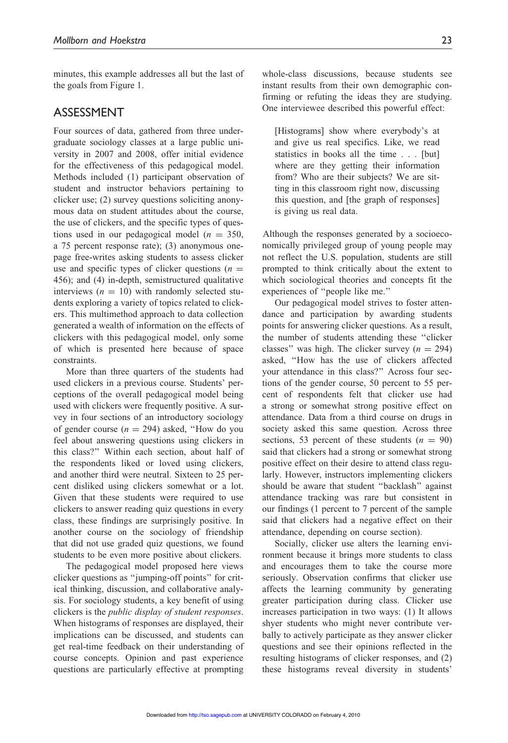minutes, this example addresses all but the last of the goals from Figure 1.

## ASSESSMENT

Four sources of data, gathered from three undergraduate sociology classes at a large public university in 2007 and 2008, offer initial evidence for the effectiveness of this pedagogical model. Methods included (1) participant observation of student and instructor behaviors pertaining to clicker use; (2) survey questions soliciting anonymous data on student attitudes about the course, the use of clickers, and the specific types of questions used in our pedagogical model ($n$ = 350, a 75 percent response rate); (3) anonymous one-page free-writes asking students to assess clicker use and specific types of clicker questions ($n$ = 456); and (4) in-depth, semistructured qualitative interviews ($n$ = 10) with randomly selected students exploring a variety of topics related to clickers. This multimethod approach to data collection generated a wealth of information on the effects of clickers with this pedagogical model, only some of which is presented here because of space constraints.

More than three quarters of the students had used clickers in a previous course. Students' perceptions of the overall pedagogical model being used with clickers were frequently positive. A survey in four sections of an introductory sociology of gender course ($n$ = 294) asked, "How do you feel about answering questions using clickers in this class?" Within each section, about half of the respondents liked or loved using clickers, and another third were neutral. Sixteen to 25 percent disliked using clickers somewhat or a lot. Given that these students were required to use clickers to answer reading quiz questions in every class, these findings are surprisingly positive. In another course on the sociology of friendship that did not use graded quiz questions, we found students to be even more positive about clickers.

The pedagogical model proposed here views clicker questions as "jumping-off points" for critical thinking, discussion, and collaborative analysis. For sociology students, a key benefit of using clickers is the *public display of student responses*. When histograms of responses are displayed, their implications can be discussed, and students can get real-time feedback on their understanding of course concepts. Opinion and past experience questions are particularly effective at prompting whole-class discussions, because students see instant results from their own demographic confirming or refuting the ideas they are studying. One interviewee described this powerful effect:

> [Histograms] show where everybody's at and give us real specifics. Like, we read statistics in books all the time . . . [but] where are they getting their information from? Who are their subjects? We are sitting in this classroom right now, discussing this question, and [the graph of responses] is giving us real data.

Although the responses generated by a socioeconomically privileged group of young people may not reflect the U.S. population, students are still prompted to think critically about the extent to which sociological theories and concepts fit the experiences of "people like me."

Our pedagogical model strives to foster attendance and participation by awarding students points for answering clicker questions. As a result, the number of students attending these "clicker classes" was high. The clicker survey ($n$ = 294) asked, "How has the use of clickers affected your attendance in this class?" Across four sections of the gender course, 50 percent to 55 percent of respondents felt that clicker use had a strong or somewhat strong positive effect on attendance. Data from a third course on drugs in society asked this same question. Across three sections, 53 percent of these students ($n$ = 90) said that clickers had a strong or somewhat strong positive effect on their desire to attend class regularly. However, instructors implementing clickers should be aware that student "backlash" against attendance tracking was rare but consistent in our findings (1 percent to 7 percent of the sample said that clickers had a negative effect on their attendance, depending on course section).

Socially, clicker use alters the learning environment because it brings more students to class and encourages them to take the course more seriously. Observation confirms that clicker use affects the learning community by generating greater participation during class. Clicker use increases participation in two ways: (1) It allows shyer students who might never contribute verbally to actively participate as they answer clicker questions and see their opinions reflected in the resulting histograms of clicker responses, and (2) these histograms reveal diversity in students'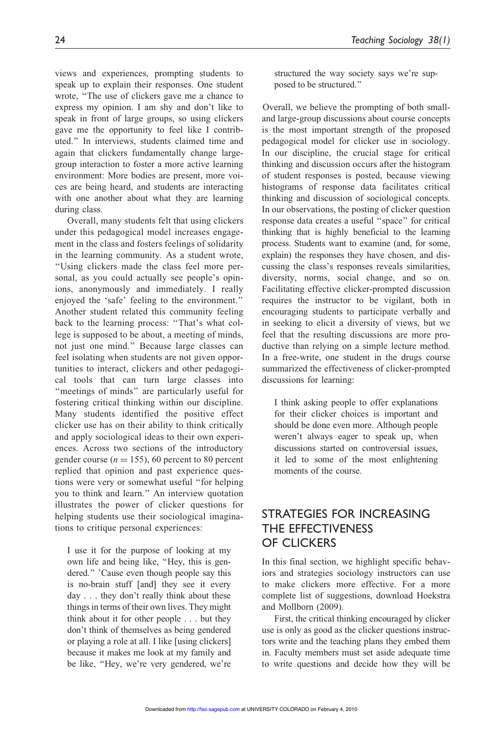views and experiences, prompting students to speak up to explain their responses. One student wrote, "The use of clickers gave me a chance to express my opinion. I am shy and don't like to speak in front of large groups, so using clickers gave me the opportunity to feel like I contributed." In interviews, students claimed time and again that clickers fundamentally change large-group interaction to foster a more active learning environment: More bodies are present, more voices are being heard, and students are interacting with one another about what they are learning during class.

Overall, many students felt that using clickers under this pedagogical model increases engagement in the class and fosters feelings of solidarity in the learning community. As a student wrote, "Using clickers made the class feel more personal, as you could actually see people's opinions, anonymously and immediately. I really enjoyed the 'safe' feeling to the environment." Another student related this community feeling back to the learning process: "That's what college is supposed to be about, a meeting of minds, not just one mind." Because large classes can feel isolating when students are not given opportunities to interact, clickers and other pedagogical tools that can turn large classes into "meetings of minds" are particularly useful for fostering critical thinking within our discipline. Many students identified the positive effect clicker use has on their ability to think critically and apply sociological ideas to their own experiences. Across two sections of the introductory gender course ($n = 155$), 60 percent to 80 percent replied that opinion and past experience questions were very or somewhat useful "for helping you to think and learn." An interview quotation illustrates the power of clicker questions for helping students use their sociological imaginations to critique personal experiences:

> I use it for the purpose of looking at my own life and being like, "Hey, this is gendered." 'Cause even though people say this is no-brain stuff [and] they see it every day . . . they don't really think about these things in terms of their own lives. They might think about it for other people . . . but they don't think of themselves as being gendered or playing a role at all. I like [using clickers] because it makes me look at my family and be like, "Hey, we're very gendered, we're structured the way society says we're supposed to be structured."

Overall, we believe the prompting of both small- and large-group discussions about course concepts is the most important strength of the proposed pedagogical model for clicker use in sociology. In our discipline, the crucial stage for critical thinking and discussion occurs after the histogram of student responses is posted, because viewing histograms of response data facilitates critical thinking and discussion of sociological concepts. In our observations, the posting of clicker question response data creates a useful "space" for critical thinking that is highly beneficial to the learning process. Students want to examine (and, for some, explain) the responses they have chosen, and discussing the class's responses reveals similarities, diversity, norms, social change, and so on. Facilitating effective clicker-prompted discussion requires the instructor to be vigilant, both in encouraging students to participate verbally and in seeking to elicit a diversity of views, but we feel that the resulting discussions are more productive than relying on a simple lecture method. In a free-write, one student in the drugs course summarized the effectiveness of clicker-prompted discussions for learning:

> I think asking people to offer explanations for their clicker choices is important and should be done even more. Although people weren't always eager to speak up, when discussions started on controversial issues, it led to some of the most enlightening moments of the course.

## STRATEGIES FOR INCREASING THE EFFECTIVENESS OF CLICKERS

In this final section, we highlight specific behaviors and strategies sociology instructors can use to make clickers more effective. For a more complete list of suggestions, download Hoekstra and Mollborn (2009).

First, the critical thinking encouraged by clicker use is only as good as the clicker questions instructors write and the teaching plans they embed them in. Faculty members must set aside adequate time to write questions and decide how they will be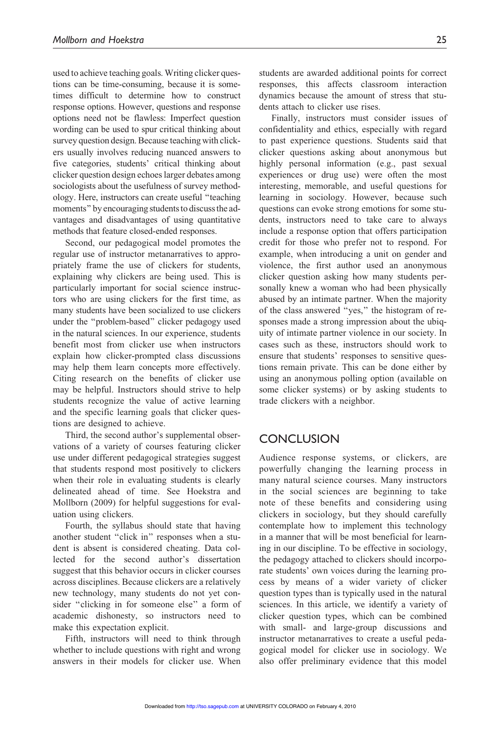used to achieve teaching goals. Writing clicker questions can be time-consuming, because it is sometimes difficult to determine how to construct response options. However, questions and response options need not be flawless: Imperfect question wording can be used to spur critical thinking about survey question design. Because teaching with clickers usually involves reducing nuanced answers to five categories, students' critical thinking about clicker question design echoes larger debates among sociologists about the usefulness of survey methodology. Here, instructors can create useful "teaching moments" by encouraging students to discuss the advantages and disadvantages of using quantitative methods that feature closed-ended responses.

Second, our pedagogical model promotes the regular use of instructor metanarratives to appropriately frame the use of clickers for students, explaining why clickers are being used. This is particularly important for social science instructors who are using clickers for the first time, as many students have been socialized to use clickers under the "problem-based" clicker pedagogy used in the natural sciences. In our experience, students benefit most from clicker use when instructors explain how clicker-prompted class discussions may help them learn concepts more effectively. Citing research on the benefits of clicker use may be helpful. Instructors should strive to help students recognize the value of active learning and the specific learning goals that clicker questions are designed to achieve.

Third, the second author's supplemental observations of a variety of courses featuring clicker use under different pedagogical strategies suggest that students respond most positively to clickers when their role in evaluating students is clearly delineated ahead of time. See Hoekstra and Mollborn (2009) for helpful suggestions for evaluation using clickers.

Fourth, the syllabus should state that having another student "click in" responses when a student is absent is considered cheating. Data collected for the second author's dissertation suggest that this behavior occurs in clicker courses across disciplines. Because clickers are a relatively new technology, many students do not yet consider "clicking in for someone else" a form of academic dishonesty, so instructors need to make this expectation explicit.

Fifth, instructors will need to think through whether to include questions with right and wrong answers in their models for clicker use. When students are awarded additional points for correct responses, this affects classroom interaction dynamics because the amount of stress that students attach to clicker use rises.

Finally, instructors must consider issues of confidentiality and ethics, especially with regard to past experience questions. Students said that clicker questions asking about anonymous but highly personal information (e.g., past sexual experiences or drug use) were often the most interesting, memorable, and useful questions for learning in sociology. However, because such questions can evoke strong emotions for some students, instructors need to take care to always include a response option that offers participation credit for those who prefer not to respond. For example, when introducing a unit on gender and violence, the first author used an anonymous clicker question asking how many students personally knew a woman who had been physically abused by an intimate partner. When the majority of the class answered "yes," the histogram of responses made a strong impression about the ubiquity of intimate partner violence in our society. In cases such as these, instructors should work to ensure that students' responses to sensitive questions remain private. This can be done either by using an anonymous polling option (available on some clicker systems) or by asking students to trade clickers with a neighbor.

## CONCLUSION

Audience response systems, or clickers, are powerfully changing the learning process in many natural science courses. Many instructors in the social sciences are beginning to take note of these benefits and considering using clickers in sociology, but they should carefully contemplate how to implement this technology in a manner that will be most beneficial for learning in our discipline. To be effective in sociology, the pedagogy attached to clickers should incorporate students' own voices during the learning process by means of a wider variety of clicker question types than is typically used in the natural sciences. In this article, we identify a variety of clicker question types, which can be combined with small- and large-group discussions and instructor metanarratives to create a useful pedagogical model for clicker use in sociology. We also offer preliminary evidence that this model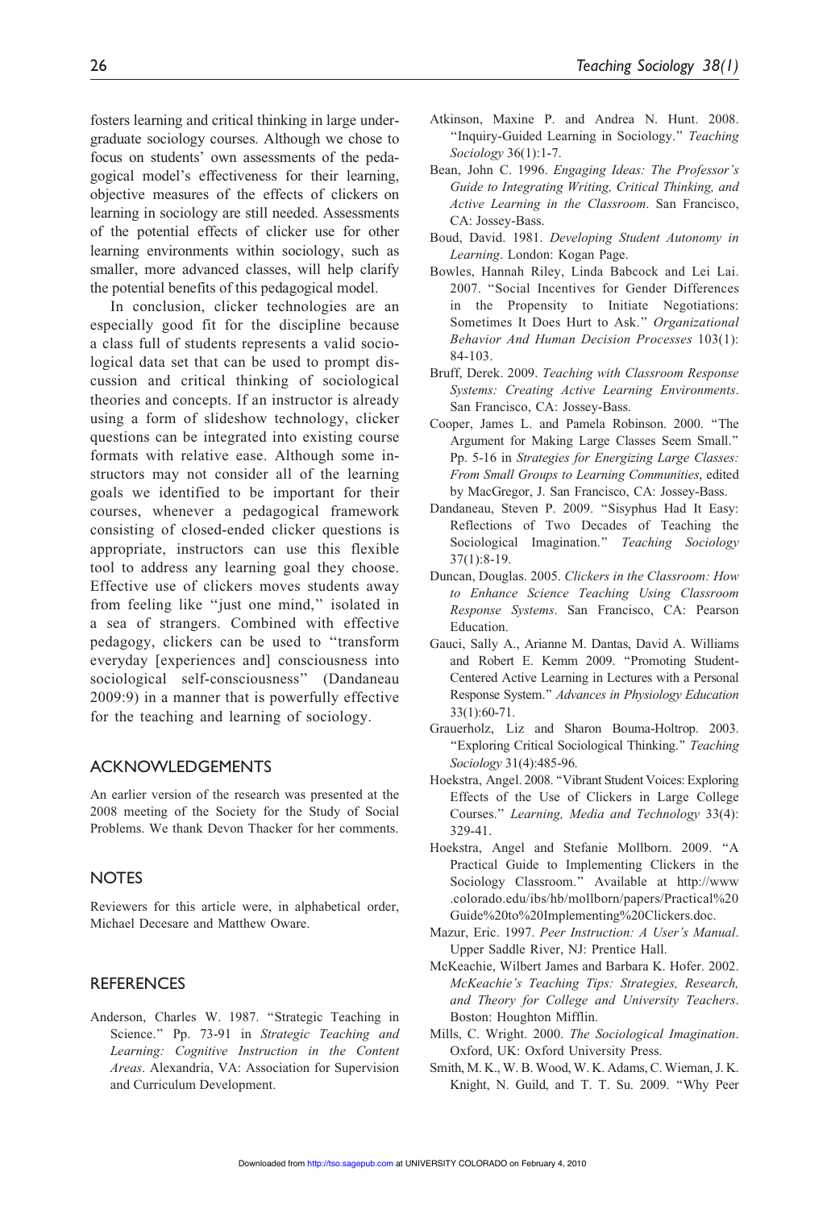fosters learning and critical thinking in large undergraduate sociology courses. Although we chose to focus on students' own assessments of the pedagogical model's effectiveness for their learning, objective measures of the effects of clickers on learning in sociology are still needed. Assessments of the potential effects of clicker use for other learning environments within sociology, such as smaller, more advanced classes, will help clarify the potential benefits of this pedagogical model.

In conclusion, clicker technologies are an especially good fit for the discipline because a class full of students represents a valid sociological data set that can be used to prompt discussion and critical thinking of sociological theories and concepts. If an instructor is already using a form of slideshow technology, clicker questions can be integrated into existing course formats with relative ease. Although some instructors may not consider all of the learning goals we identified to be important for their courses, whenever a pedagogical framework consisting of closed-ended clicker questions is appropriate, instructors can use this flexible tool to address any learning goal they choose. Effective use of clickers moves students away from feeling like "just one mind," isolated in a sea of strangers. Combined with effective pedagogy, clickers can be used to "transform everyday [experiences and] consciousness into sociological self-consciousness" (Dandaneau 2009:9) in a manner that is powerfully effective for the teaching and learning of sociology.

## ACKNOWLEDGEMENTS

An earlier version of the research was presented at the 2008 meeting of the Society for the Study of Social Problems. We thank Devon Thacker for her comments.

## NOTES

Reviewers for this article were, in alphabetical order, Michael Decesare and Matthew Oware.

## REFERENCES

Anderson, Charles W. 1987. "Strategic Teaching in Science." Pp. 73-91 in *Strategic Teaching and Learning: Cognitive Instruction in the Content Areas*. Alexandria, VA: Association for Supervision and Curriculum Development.

Atkinson, Maxine P. and Andrea N. Hunt. 2008. "Inquiry-Guided Learning in Sociology." *Teaching Sociology* 36(1):1-7.

Bean, John C. 1996. *Engaging Ideas: The Professor's Guide to Integrating Writing, Critical Thinking, and Active Learning in the Classroom*. San Francisco, CA: Jossey-Bass.

Boud, David. 1981. *Developing Student Autonomy in Learning*. London: Kogan Page.

Bowles, Hannah Riley, Linda Babcock and Lei Lai. 2007. "Social Incentives for Gender Differences in the Propensity to Initiate Negotiations: Sometimes It Does Hurt to Ask." *Organizational Behavior And Human Decision Processes* 103(1): 84-103.

Bruff, Derek. 2009. *Teaching with Classroom Response Systems: Creating Active Learning Environments*. San Francisco, CA: Jossey-Bass.

Cooper, James L. and Pamela Robinson. 2000. "The Argument for Making Large Classes Seem Small." Pp. 5-16 in *Strategies for Energizing Large Classes: From Small Groups to Learning Communities*, edited by MacGregor, J. San Francisco, CA: Jossey-Bass.

Dandaneau, Steven P. 2009. "Sisyphus Had It Easy: Reflections of Two Decades of Teaching the Sociological Imagination." *Teaching Sociology* 37(1):8-19.

Duncan, Douglas. 2005. *Clickers in the Classroom: How to Enhance Science Teaching Using Classroom Response Systems*. San Francisco, CA: Pearson Education.

Gauci, Sally A., Arianne M. Dantas, David A. Williams and Robert E. Kemm 2009. "Promoting Student-Centered Active Learning in Lectures with a Personal Response System." *Advances in Physiology Education* 33(1):60-71.

Grauerholz, Liz and Sharon Bouma-Holtrop. 2003. "Exploring Critical Sociological Thinking." *Teaching Sociology* 31(4):485-96.

Hoekstra, Angel. 2008. "Vibrant Student Voices: Exploring Effects of the Use of Clickers in Large College Courses." *Learning, Media and Technology* 33(4): 329-41.

Hoekstra, Angel and Stefanie Mollborn. 2009. "A Practical Guide to Implementing Clickers in the Sociology Classroom." Available at http://www.colorado.edu/ibs/hb/mollborn/papers/Practical%20Guide%20to%20Implementing%20Clickers.doc.

Mazur, Eric. 1997. *Peer Instruction: A User's Manual*. Upper Saddle River, NJ: Prentice Hall.

McKeachie, Wilbert James and Barbara K. Hofer. 2002. *McKeachie's Teaching Tips: Strategies, Research, and Theory for College and University Teachers*. Boston: Houghton Mifflin.

Mills, C. Wright. 2000. *The Sociological Imagination*. Oxford, UK: Oxford University Press.

Smith, M. K., W. B. Wood, W. K. Adams, C. Wieman, J. K. Knight, N. Guild, and T. T. Su. 2009. "Why Peer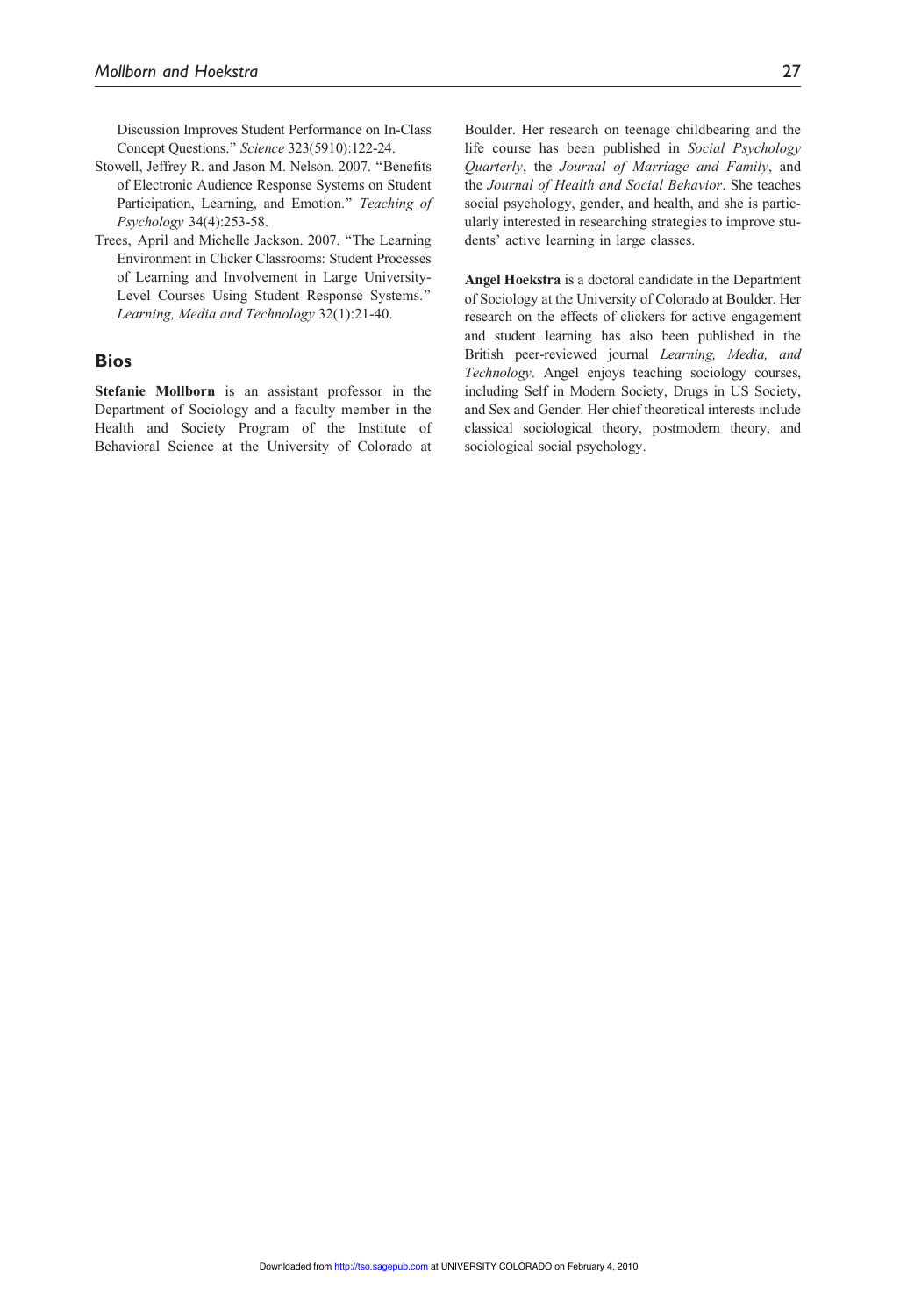Discussion Improves Student Performance on In-Class Concept Questions." *Science* 323(5910):122-24.

Stowell, Jeffrey R. and Jason M. Nelson. 2007. "Benefits of Electronic Audience Response Systems on Student Participation, Learning, and Emotion." *Teaching of Psychology* 34(4):253-58.

Trees, April and Michelle Jackson. 2007. "The Learning Environment in Clicker Classrooms: Student Processes of Learning and Involvement in Large University-Level Courses Using Student Response Systems." *Learning, Media and Technology* 32(1):21-40.

## Bios

**Stefanie Mollborn** is an assistant professor in the Department of Sociology and a faculty member in the Health and Society Program of the Institute of Behavioral Science at the University of Colorado at Boulder. Her research on teenage childbearing and the life course has been published in *Social Psychology Quarterly*, the *Journal of Marriage and Family*, and the *Journal of Health and Social Behavior*. She teaches social psychology, gender, and health, and she is particularly interested in researching strategies to improve students' active learning in large classes.

**Angel Hoekstra** is a doctoral candidate in the Department of Sociology at the University of Colorado at Boulder. Her research on the effects of clickers for active engagement and student learning has also been published in the British peer-reviewed journal *Learning, Media, and Technology*. Angel enjoys teaching sociology courses, including Self in Modern Society, Drugs in US Society, and Sex and Gender. Her chief theoretical interests include classical sociological theory, postmodern theory, and sociological social psychology.